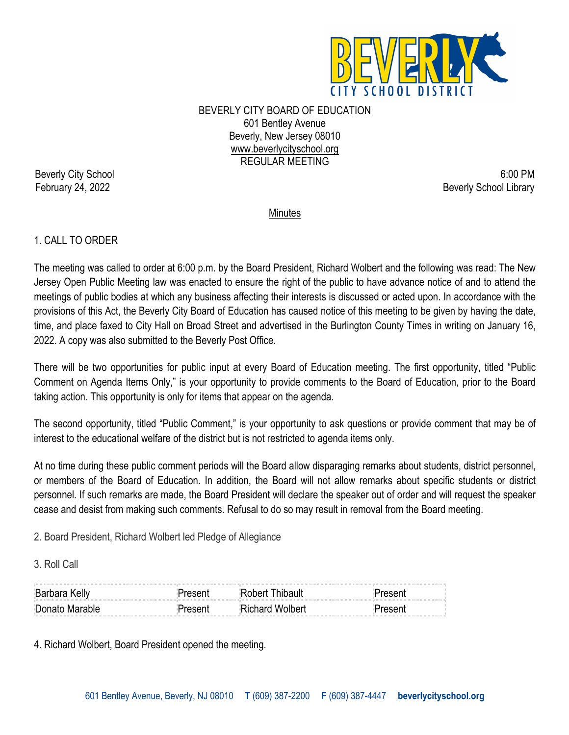BEVERLY CITY BOARD OF EDUCATION
601 Bentley Avenue
Beverly, New Jersey 08010
www.beverlycityschool.org
REGULAR MEETING

Beverly City School
February 24, 2022

6:00 PM
Beverly School Library

Minutes

1. CALL TO ORDER

The meeting was called to order at 6:00 p.m. by the Board President, Richard Wolbert and the following was read: The New Jersey Open Public Meeting law was enacted to ensure the right of the public to have advance notice of and to attend the meetings of public bodies at which any business affecting their interests is discussed or acted upon. In accordance with the provisions of this Act, the Beverly City Board of Education has caused notice of this meeting to be given by having the date, time, and place faxed to City Hall on Broad Street and advertised in the Burlington County Times in writing on January 16, 2022. A copy was also submitted to the Beverly Post Office.

There will be two opportunities for public input at every Board of Education meeting. The first opportunity, titled "Public Comment on Agenda Items Only," is your opportunity to provide comments to the Board of Education, prior to the Board taking action. This opportunity is only for items that appear on the agenda.

The second opportunity, titled "Public Comment," is your opportunity to ask questions or provide comment that may be of interest to the educational welfare of the district but is not restricted to agenda items only.

At no time during these public comment periods will the Board allow disparaging remarks about students, district personnel, or members of the Board of Education. In addition, the Board will not allow remarks about specific students or district personnel. If such remarks are made, the Board President will declare the speaker out of order and will request the speaker cease and desist from making such comments. Refusal to do so may result in removal from the Board meeting.

2. Board President, Richard Wolbert led Pledge of Allegiance

3. Roll Call

| | | | |
|---|---|---|---|
| Barbara Kelly | Present | Robert Thibault | Present |
| Donato Marable | Present | Richard Wolbert | Present |

4. Richard Wolbert, Board President opened the meeting.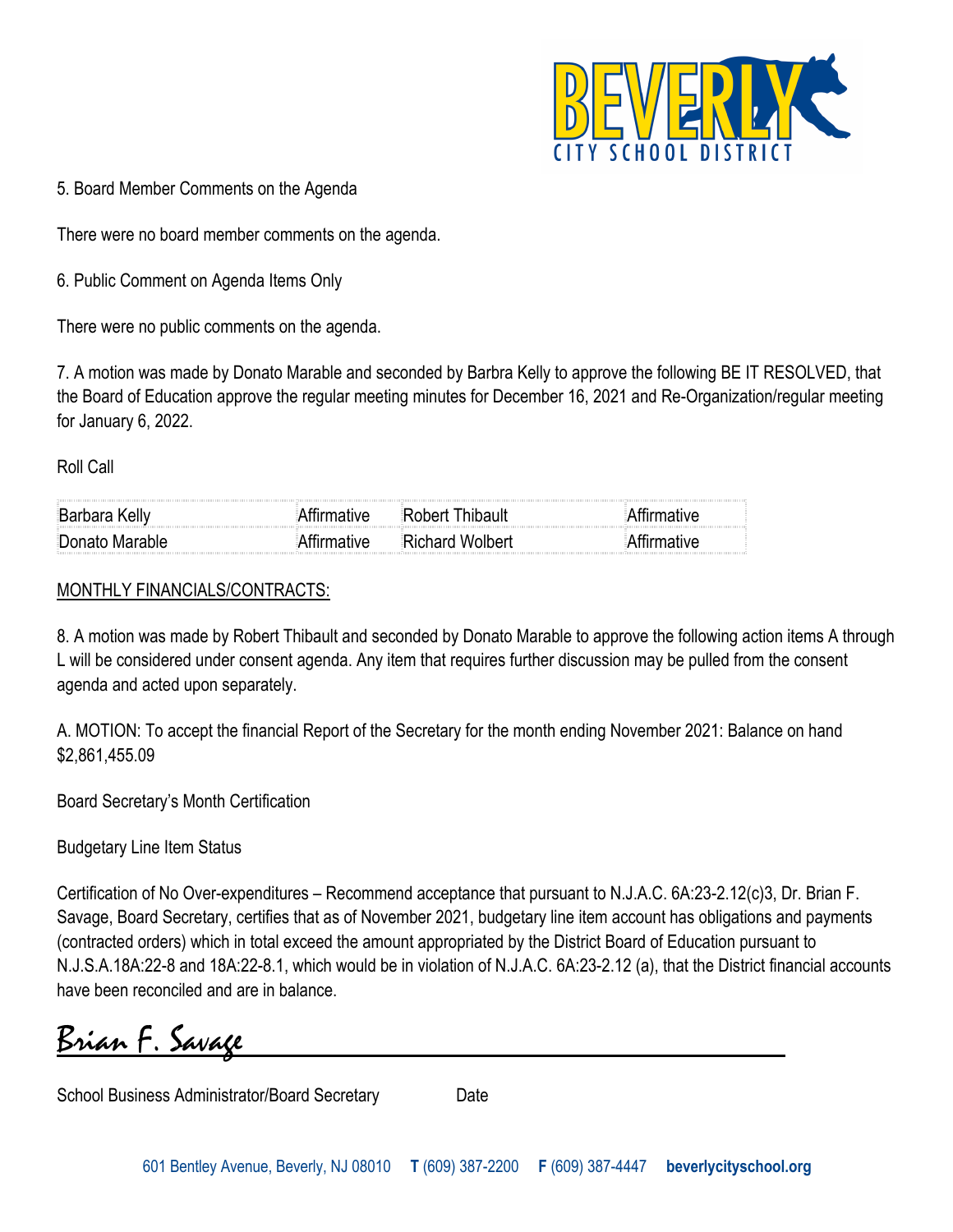5. Board Member Comments on the Agenda

There were no board member comments on the agenda.

6. Public Comment on Agenda Items Only

There were no public comments on the agenda.

7. A motion was made by Donato Marable and seconded by Barbra Kelly to approve the following BE IT RESOLVED, that the Board of Education approve the regular meeting minutes for December 16, 2021 and Re-Organization/regular meeting for January 6, 2022.

Roll Call

| Barbara Kelly | Affirmative | Robert Thibault | Affirmative |
|---|---|---|---|
| Donato Marable | Affirmative | Richard Wolbert | Affirmative |

<u>MONTHLY FINANCIALS/CONTRACTS:</u>

8. A motion was made by Robert Thibault and seconded by Donato Marable to approve the following action items A through L will be considered under consent agenda. Any item that requires further discussion may be pulled from the consent agenda and acted upon separately.

A. MOTION: To accept the financial Report of the Secretary for the month ending November 2021: Balance on hand $2,861,455.09

Board Secretary's Month Certification

Budgetary Line Item Status

Certification of No Over-expenditures – Recommend acceptance that pursuant to N.J.A.C. 6A:23-2.12(c)3, Dr. Brian F. Savage, Board Secretary, certifies that as of November 2021, budgetary line item account has obligations and payments (contracted orders) which in total exceed the amount appropriated by the District Board of Education pursuant to N.J.S.A.18A:22-8 and 18A:22-8.1, which would be in violation of N.J.A.C. 6A:23-2.12 (a), that the District financial accounts have been reconciled and are in balance.

Brian F. Savage

School Business Administrator/Board Secretary Date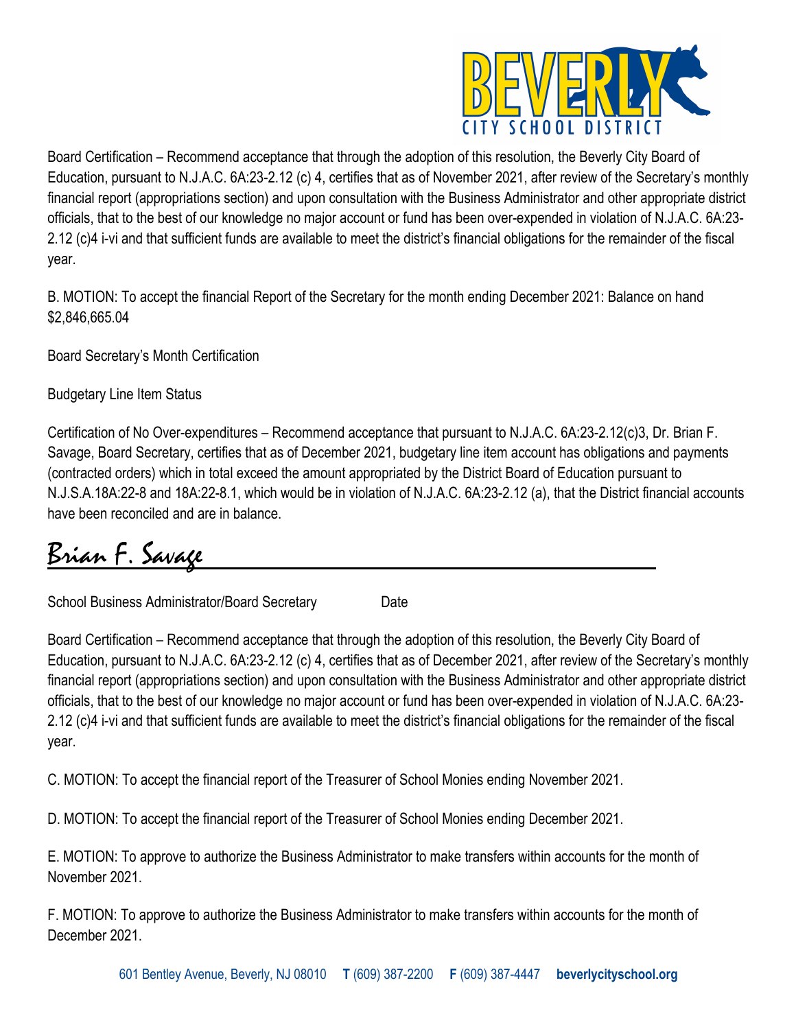Board Certification – Recommend acceptance that through the adoption of this resolution, the Beverly City Board of Education, pursuant to N.J.A.C. 6A:23-2.12 (c) 4, certifies that as of November 2021, after review of the Secretary's monthly financial report (appropriations section) and upon consultation with the Business Administrator and other appropriate district officials, that to the best of our knowledge no major account or fund has been over-expended in violation of N.J.A.C. 6A:23-2.12 (c)4 i-vi and that sufficient funds are available to meet the district's financial obligations for the remainder of the fiscal year.

B. MOTION: To accept the financial Report of the Secretary for the month ending December 2021: Balance on hand $2,846,665.04

Board Secretary's Month Certification

Budgetary Line Item Status

Certification of No Over-expenditures – Recommend acceptance that pursuant to N.J.A.C. 6A:23-2.12(c)3, Dr. Brian F. Savage, Board Secretary, certifies that as of December 2021, budgetary line item account has obligations and payments (contracted orders) which in total exceed the amount appropriated by the District Board of Education pursuant to N.J.S.A.18A:22-8 and 18A:22-8.1, which would be in violation of N.J.A.C. 6A:23-2.12 (a), that the District financial accounts have been reconciled and are in balance.

Brian F. Savage

School Business Administrator/Board Secretary Date

Board Certification – Recommend acceptance that through the adoption of this resolution, the Beverly City Board of Education, pursuant to N.J.A.C. 6A:23-2.12 (c) 4, certifies that as of December 2021, after review of the Secretary's monthly financial report (appropriations section) and upon consultation with the Business Administrator and other appropriate district officials, that to the best of our knowledge no major account or fund has been over-expended in violation of N.J.A.C. 6A:23-2.12 (c)4 i-vi and that sufficient funds are available to meet the district's financial obligations for the remainder of the fiscal year.

C. MOTION: To accept the financial report of the Treasurer of School Monies ending November 2021.

D. MOTION: To accept the financial report of the Treasurer of School Monies ending December 2021.

E. MOTION: To approve to authorize the Business Administrator to make transfers within accounts for the month of November 2021.

F. MOTION: To approve to authorize the Business Administrator to make transfers within accounts for the month of December 2021.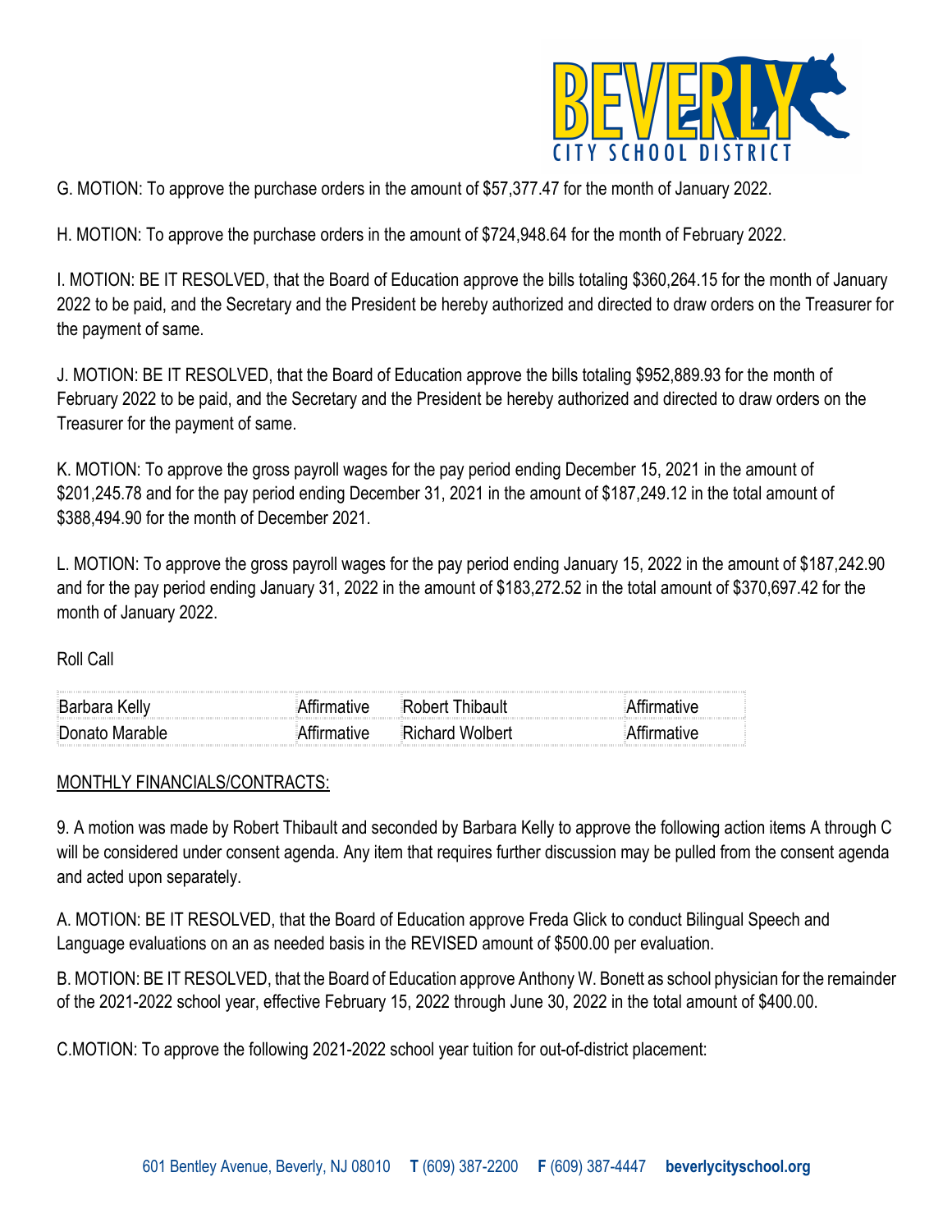G. MOTION: To approve the purchase orders in the amount of $57,377.47 for the month of January 2022.

H. MOTION: To approve the purchase orders in the amount of $724,948.64 for the month of February 2022.

I. MOTION: BE IT RESOLVED, that the Board of Education approve the bills totaling $360,264.15 for the month of January 2022 to be paid, and the Secretary and the President be hereby authorized and directed to draw orders on the Treasurer for the payment of same.

J. MOTION: BE IT RESOLVED, that the Board of Education approve the bills totaling $952,889.93 for the month of February 2022 to be paid, and the Secretary and the President be hereby authorized and directed to draw orders on the Treasurer for the payment of same.

K. MOTION: To approve the gross payroll wages for the pay period ending December 15, 2021 in the amount of $201,245.78 and for the pay period ending December 31, 2021 in the amount of $187,249.12 in the total amount of $388,494.90 for the month of December 2021.

L. MOTION: To approve the gross payroll wages for the pay period ending January 15, 2022 in the amount of $187,242.90 and for the pay period ending January 31, 2022 in the amount of $183,272.52 in the total amount of $370,697.42 for the month of January 2022.

Roll Call

| | | | |
|---|---|---|---|
| Barbara Kelly | Affirmative | Robert Thibault | Affirmative |
| Donato Marable | Affirmative | Richard Wolbert | Affirmative |

MONTHLY FINANCIALS/CONTRACTS:

9. A motion was made by Robert Thibault and seconded by Barbara Kelly to approve the following action items A through C will be considered under consent agenda. Any item that requires further discussion may be pulled from the consent agenda and acted upon separately.

A. MOTION: BE IT RESOLVED, that the Board of Education approve Freda Glick to conduct Bilingual Speech and Language evaluations on an as needed basis in the REVISED amount of $500.00 per evaluation.

B. MOTION: BE IT RESOLVED, that the Board of Education approve Anthony W. Bonett as school physician for the remainder of the 2021-2022 school year, effective February 15, 2022 through June 30, 2022 in the total amount of $400.00.

C.MOTION: To approve the following 2021-2022 school year tuition for out-of-district placement: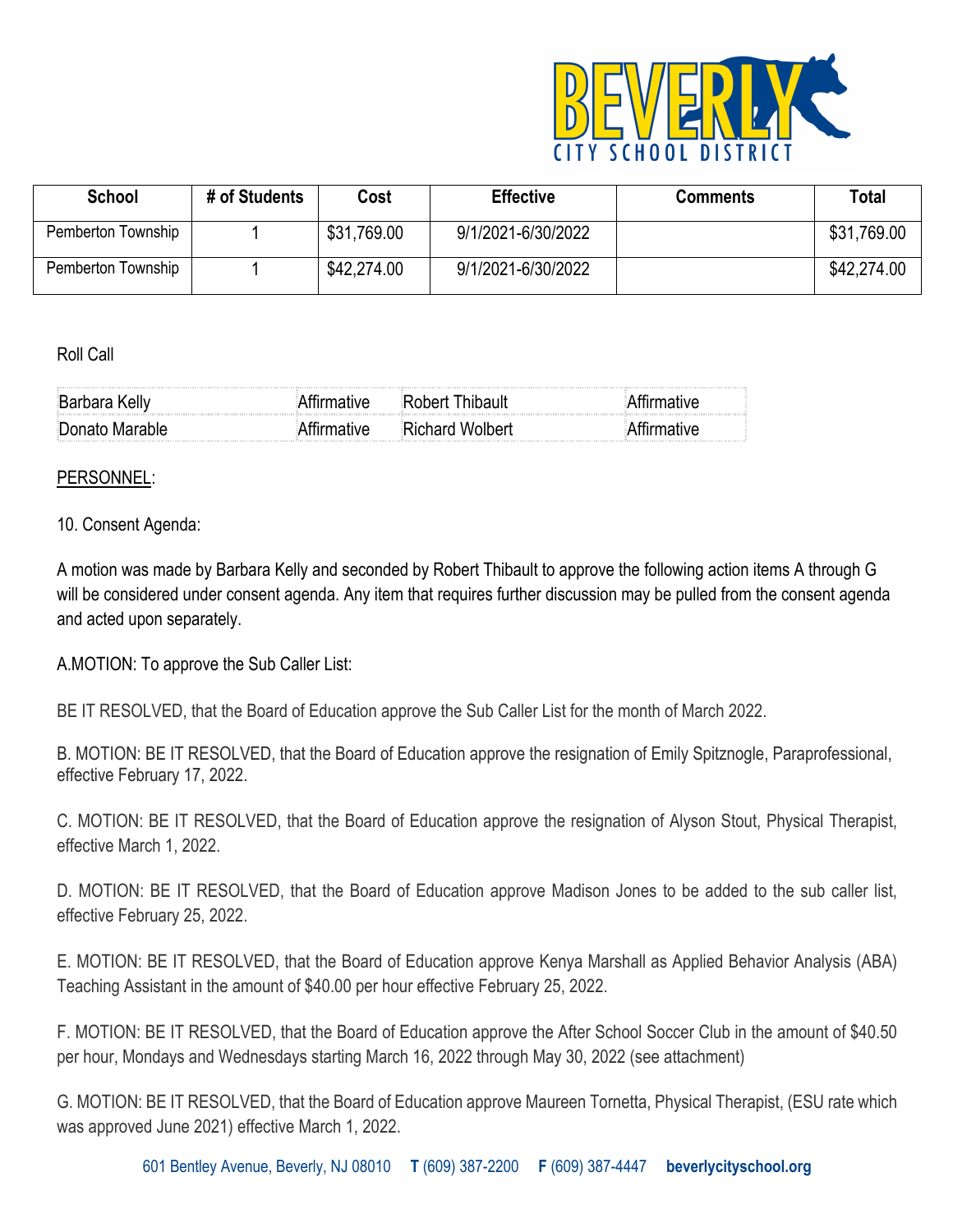| School | # of Students | Cost | Effective | Comments | Total |
|---|---|---|---|---|---|
| Pemberton Township | 1 | $31,769.00 | 9/1/2021-6/30/2022 | | $31,769.00 |
| Pemberton Township | 1 | $42,274.00 | 9/1/2021-6/30/2022 | | $42,274.00 |

Roll Call

| | | | |
|---|---|---|---|
| Barbara Kelly | Affirmative | Robert Thibault | Affirmative |
| Donato Marable | Affirmative | Richard Wolbert | Affirmative |

PERSONNEL:

10. Consent Agenda:

A motion was made by Barbara Kelly and seconded by Robert Thibault to approve the following action items A through G will be considered under consent agenda. Any item that requires further discussion may be pulled from the consent agenda and acted upon separately.

A.MOTION: To approve the Sub Caller List:

BE IT RESOLVED, that the Board of Education approve the Sub Caller List for the month of March 2022.

B. MOTION: BE IT RESOLVED, that the Board of Education approve the resignation of Emily Spitznogle, Paraprofessional, effective February 17, 2022.

C. MOTION: BE IT RESOLVED, that the Board of Education approve the resignation of Alyson Stout, Physical Therapist, effective March 1, 2022.

D. MOTION: BE IT RESOLVED, that the Board of Education approve Madison Jones to be added to the sub caller list, effective February 25, 2022.

E. MOTION: BE IT RESOLVED, that the Board of Education approve Kenya Marshall as Applied Behavior Analysis (ABA) Teaching Assistant in the amount of $40.00 per hour effective February 25, 2022.

F. MOTION: BE IT RESOLVED, that the Board of Education approve the After School Soccer Club in the amount of $40.50 per hour, Mondays and Wednesdays starting March 16, 2022 through May 30, 2022 (see attachment)

G. MOTION: BE IT RESOLVED, that the Board of Education approve Maureen Tornetta, Physical Therapist, (ESU rate which was approved June 2021) effective March 1, 2022.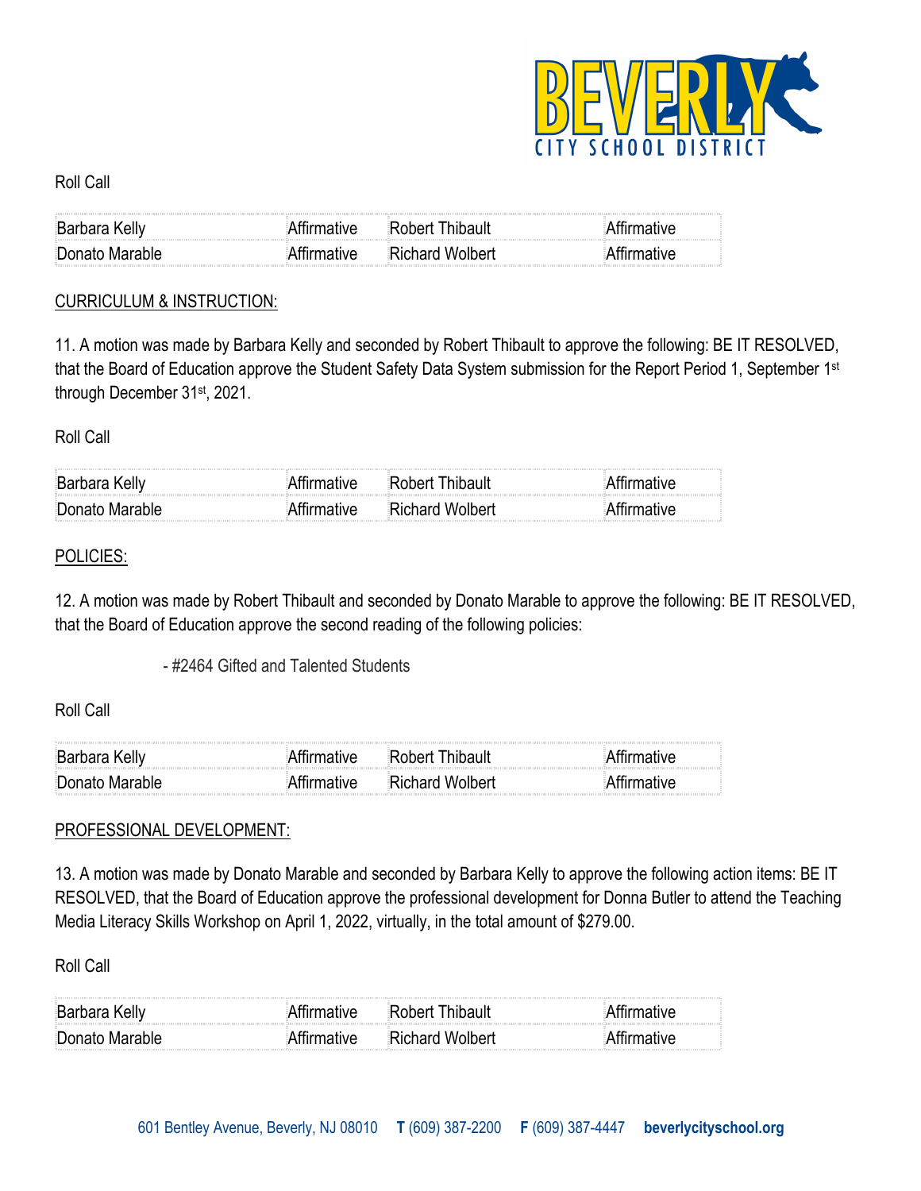Roll Call

| Barbara Kelly | Affirmative | Robert Thibault | Affirmative |
|---|---|---|---|
| Donato Marable | Affirmative | Richard Wolbert | Affirmative |

CURRICULUM & INSTRUCTION:

11. A motion was made by Barbara Kelly and seconded by Robert Thibault to approve the following: BE IT RESOLVED, that the Board of Education approve the Student Safety Data System submission for the Report Period 1, September 1st through December 31st, 2021.

Roll Call

| Barbara Kelly | Affirmative | Robert Thibault | Affirmative |
|---|---|---|---|
| Donato Marable | Affirmative | Richard Wolbert | Affirmative |

POLICIES:

12. A motion was made by Robert Thibault and seconded by Donato Marable to approve the following: BE IT RESOLVED, that the Board of Education approve the second reading of the following policies:

- #2464 Gifted and Talented Students

Roll Call

| Barbara Kelly | Affirmative | Robert Thibault | Affirmative |
|---|---|---|---|
| Donato Marable | Affirmative | Richard Wolbert | Affirmative |

PROFESSIONAL DEVELOPMENT:

13. A motion was made by Donato Marable and seconded by Barbara Kelly to approve the following action items: BE IT RESOLVED, that the Board of Education approve the professional development for Donna Butler to attend the Teaching Media Literacy Skills Workshop on April 1, 2022, virtually, in the total amount of $279.00.

Roll Call

| Barbara Kelly | Affirmative | Robert Thibault | Affirmative |
|---|---|---|---|
| Donato Marable | Affirmative | Richard Wolbert | Affirmative |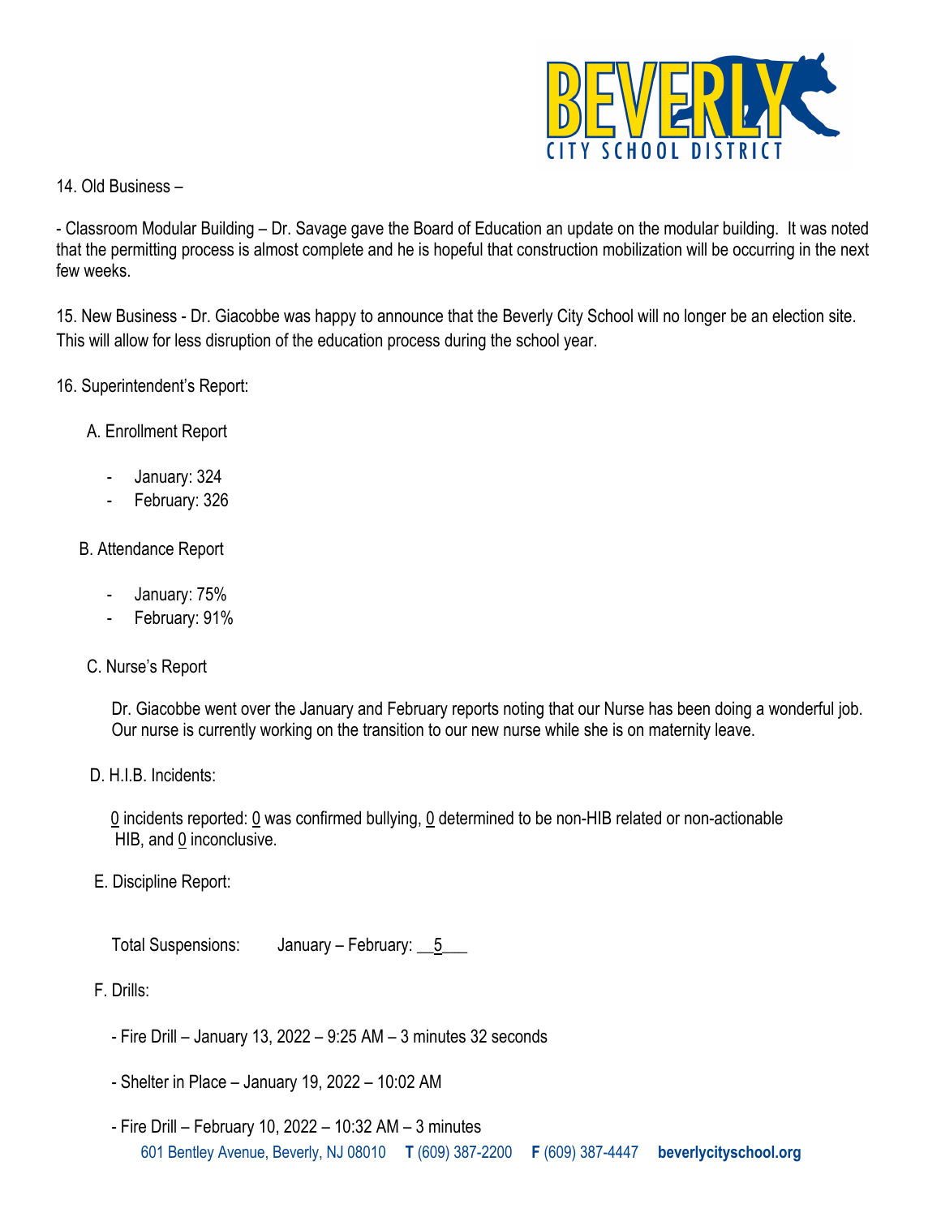14. Old Business –

- Classroom Modular Building – Dr. Savage gave the Board of Education an update on the modular building. It was noted that the permitting process is almost complete and he is hopeful that construction mobilization will be occurring in the next few weeks.

15. New Business - Dr. Giacobbe was happy to announce that the Beverly City School will no longer be an election site. This will allow for less disruption of the education process during the school year.

16. Superintendent's Report:

A. Enrollment Report

- January: 324
- February: 326

B. Attendance Report

- January: 75%
- February: 91%

C. Nurse's Report

Dr. Giacobbe went over the January and February reports noting that our Nurse has been doing a wonderful job. Our nurse is currently working on the transition to our new nurse while she is on maternity leave.

D. H.I.B. Incidents:

0 incidents reported: 0 was confirmed bullying, 0 determined to be non-HIB related or non-actionable HIB, and 0 inconclusive.

E. Discipline Report:

Total Suspensions: January – February: __5___

F. Drills:

- Fire Drill – January 13, 2022 – 9:25 AM – 3 minutes 32 seconds
- Shelter in Place – January 19, 2022 – 10:02 AM
- Fire Drill – February 10, 2022 – 10:32 AM – 3 minutes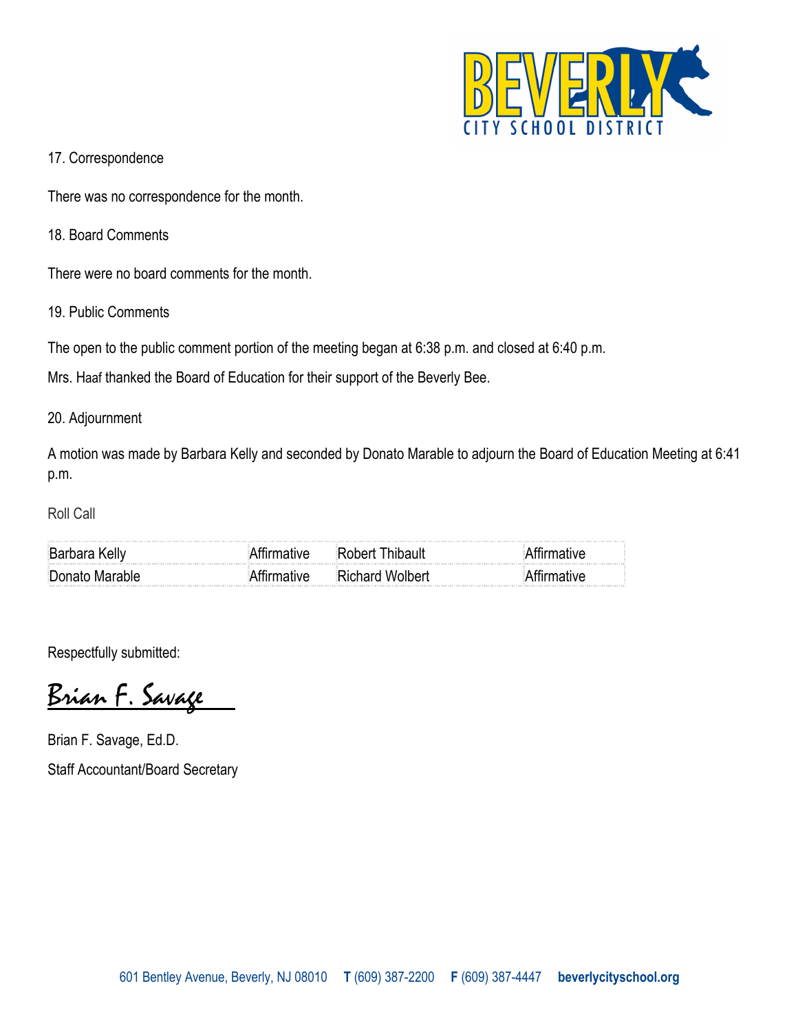17. Correspondence

There was no correspondence for the month.

18. Board Comments

There were no board comments for the month.

19. Public Comments

The open to the public comment portion of the meeting began at 6:38 p.m. and closed at 6:40 p.m.

Mrs. Haaf thanked the Board of Education for their support of the Beverly Bee.

20. Adjournment

A motion was made by Barbara Kelly and seconded by Donato Marable to adjourn the Board of Education Meeting at 6:41 p.m.

Roll Call

| | | | |
|---|---|---|---|
| Barbara Kelly | Affirmative | Robert Thibault | Affirmative |
| Donato Marable | Affirmative | Richard Wolbert | Affirmative |

Respectfully submitted:

Brian F. Savage

Brian F. Savage, Ed.D.

Staff Accountant/Board Secretary